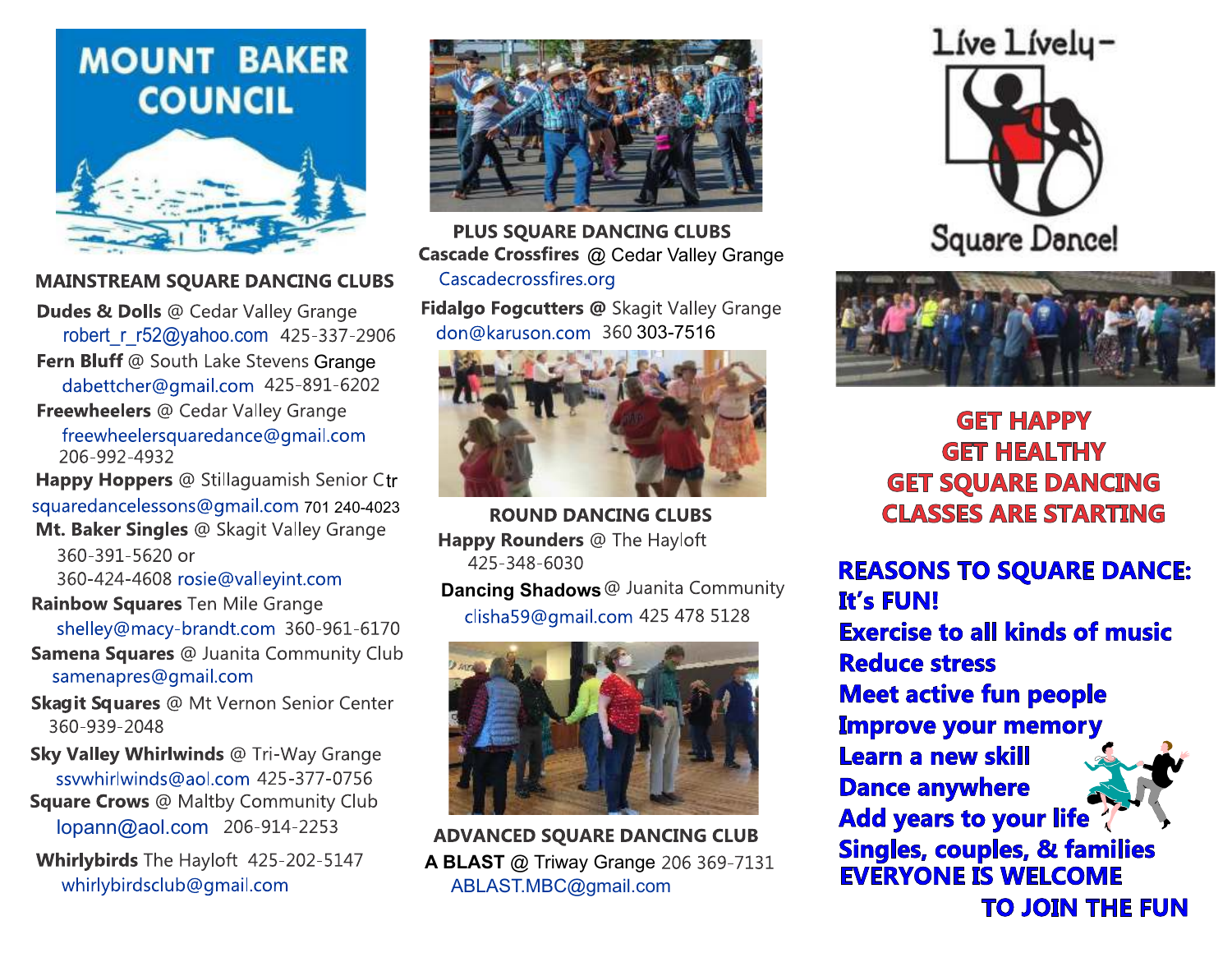# MOUNT BAKER COUNCIL

## MAINSTREAM SQUARE DANCING CLUBS

**Dudes & Dolls** @ Cedar Valley Grange
robert_r_r52@yahoo.com 425-337-2906

**Fern Bluff** @ South Lake Stevens Grange
dabettcher@gmail.com 425-891-6202

**Freewheelers** @ Cedar Valley Grange
freewheelersquaredance@gmail.com
206-992-4932

**Happy Hoppers** @ Stillaguamish Senior Ctr
squaredancelessons@gmail.com 701 240-4023

**Mt. Baker Singles** @ Skagit Valley Grange
360-391-5620 or
360-424-4608 rosie@valleyint.com

**Rainbow Squares** Ten Mile Grange
shelley@macy-brandt.com 360-961-6170

**Samena Squares** @ Juanita Community Club
samenapres@gmail.com

**Skagit Squares** @ Mt Vernon Senior Center
360-939-2048

**Sky Valley Whirlwinds** @ Tri-Way Grange
ssvwhirlwinds@aol.com 425-377-0756

**Square Crows** @ Maltby Community Club
lopann@aol.com 206-914-2253

**Whirlybirds** The Hayloft 425-202-5147
whirlybirdsclub@gmail.com

## PLUS SQUARE DANCING CLUBS

**Cascade Crossfires** @ Cedar Valley Grange
Cascadecrossfires.org

**Fidalgo Fogcutters @** Skagit Valley Grange
don@karuson.com 360 303-7516

## ROUND DANCING CLUBS

**Happy Rounders** @ The Hayloft
425-348-6030

**Dancing Shadows** @ Juanita Community
clisha59@gmail.com 425 478 5128

## ADVANCED SQUARE DANCING CLUB

**A BLAST** @ Triway Grange 206 369-7131
ABLAST.MBC@gmail.com

Live Lively-
Square Dance!

**GET HAPPY**
**GET HEALTHY**
**GET SQUARE DANCING**
**CLASSES ARE STARTING**

**REASONS TO SQUARE DANCE:**
- **It's FUN!**
- **Exercise to all kinds of music**
- **Reduce stress**
- **Meet active fun people**
- **Improve your memory**
- **Learn a new skill**
- **Dance anywhere**
- **Add years to your life**
- **Singles, couples, & families**

**EVERYONE IS WELCOME TO JOIN THE FUN**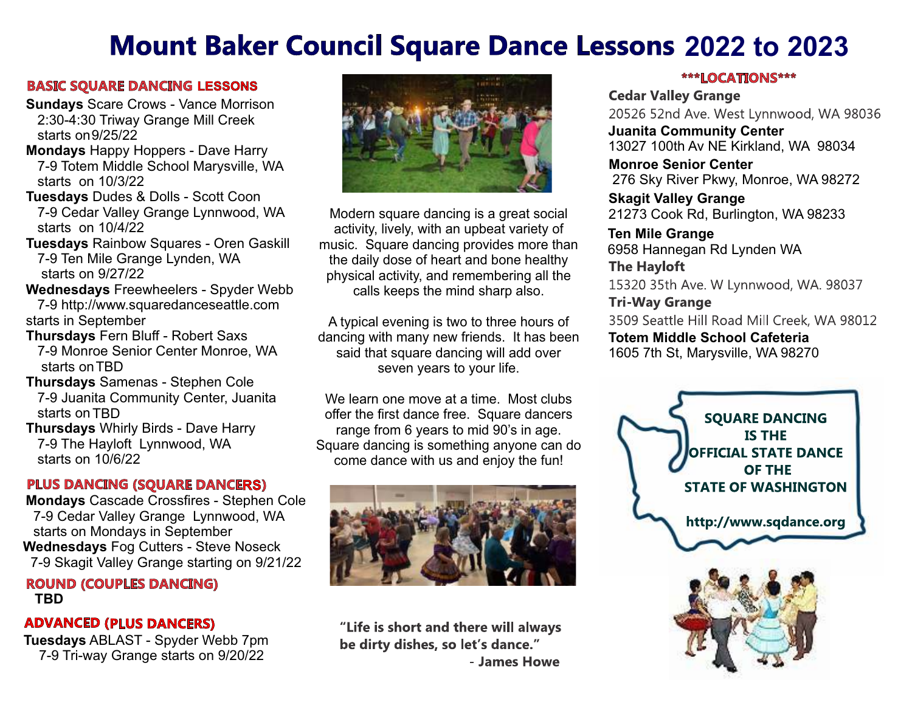# Mount Baker Council Square Dance Lessons 2022 to 2023

## BASIC SQUARE DANCING LESSONS

**Sundays** Scare Crows - Vance Morrison
2:30-4:30 Triway Grange Mill Creek
starts on 9/25/22

**Mondays** Happy Hoppers - Dave Harry
7-9 Totem Middle School Marysville, WA
starts on 10/3/22

**Tuesdays** Dudes & Dolls - Scott Coon
7-9 Cedar Valley Grange Lynnwood, WA
starts on 10/4/22

**Tuesdays** Rainbow Squares - Oren Gaskill
7-9 Ten Mile Grange Lynden, WA
starts on 9/27/22

**Wednesdays** Freewheelers - Spyder Webb
7-9 http://www.squaredanceseattle.com
starts in September

**Thursdays** Fern Bluff - Robert Saxs
7-9 Monroe Senior Center Monroe, WA
starts on TBD

**Thursdays** Samenas - Stephen Cole
7-9 Juanita Community Center, Juanita
starts on TBD

**Thursdays** Whirly Birds - Dave Harry
7-9 The Hayloft Lynnwood, WA
starts on 10/6/22

## PLUS DANCING (SQUARE DANCERS)

**Mondays** Cascade Crossfires - Stephen Cole
7-9 Cedar Valley Grange Lynnwood, WA
starts on Mondays in September

**Wednesdays** Fog Cutters - Steve Noseck
7-9 Skagit Valley Grange starting on 9/21/22

## ROUND (COUPLES DANCING)

**TBD**

## ADVANCED (PLUS DANCERS)

**Tuesdays** ABLAST - Spyder Webb 7pm
7-9 Tri-way Grange starts on 9/20/22

Modern square dancing is a great social activity, lively, with an upbeat variety of music. Square dancing provides more than the daily dose of heart and bone healthy physical activity, and remembering all the calls keeps the mind sharp also.

A typical evening is two to three hours of dancing with many new friends. It has been said that square dancing will add over seven years to your life.

We learn one move at a time. Most clubs offer the first dance free. Square dancers range from 6 years to mid 90's in age. Square dancing is something anyone can do come dance with us and enjoy the fun!

**"Life is short and there will always be dirty dishes, so let's dance."**
**- James Howe**

## \*\*\*LOCATIONS\*\*\*

**Cedar Valley Grange**
20526 52nd Ave. West Lynnwood, WA 98036

**Juanita Community Center**
13027 100th Av NE Kirkland, WA 98034

**Monroe Senior Center**
276 Sky River Pkwy, Monroe, WA 98272

**Skagit Valley Grange**
21273 Cook Rd, Burlington, WA 98233

**Ten Mile Grange**
6958 Hannegan Rd Lynden WA

**The Hayloft**
15320 35th Ave. W Lynnwood, WA. 98037

**Tri-Way Grange**
3509 Seattle Hill Road Mill Creek, WA 98012

**Totem Middle School Cafeteria**
1605 7th St, Marysville, WA 98270

**SQUARE DANCING IS THE OFFICIAL STATE DANCE OF THE STATE OF WASHINGTON**

**http://www.sqdance.org**